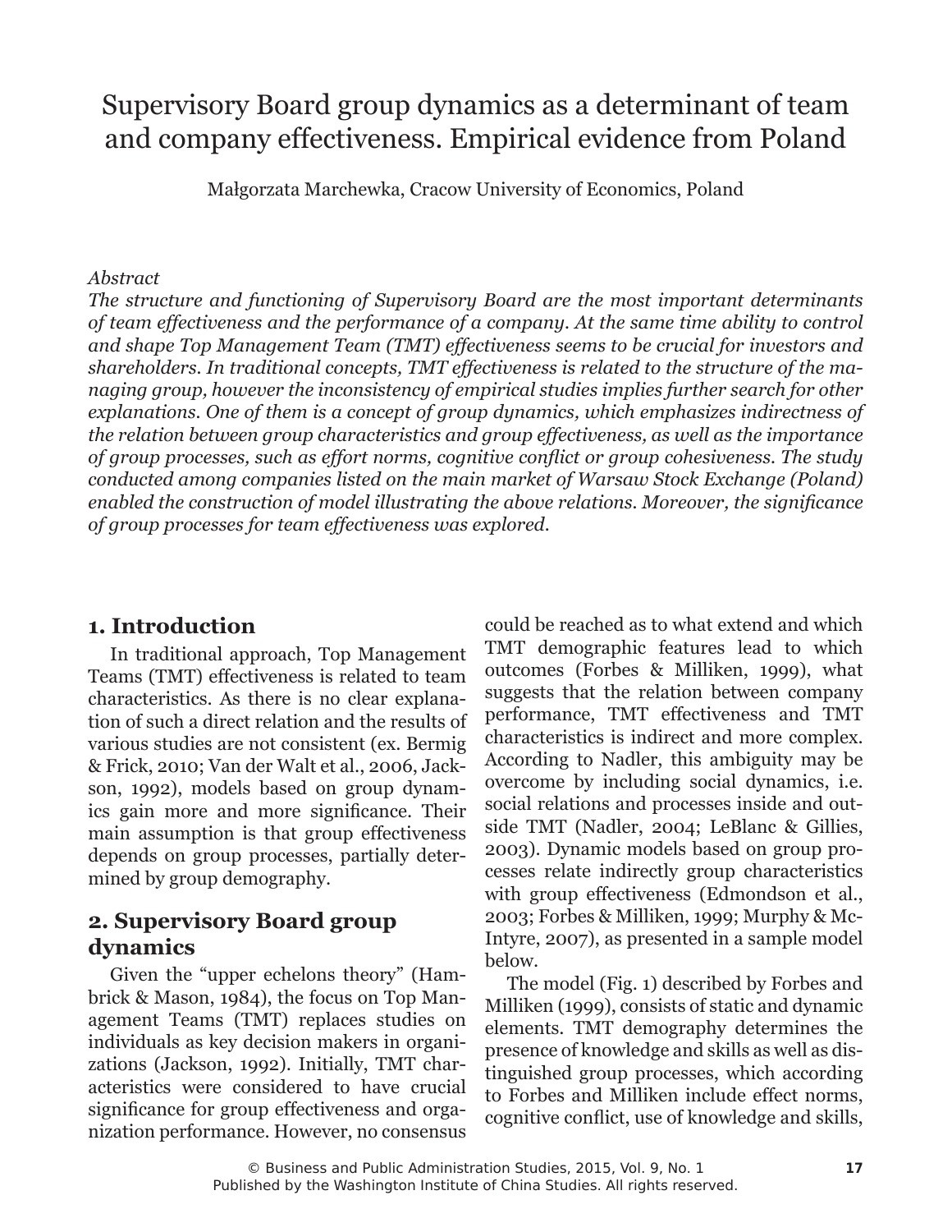# Supervisory Board group dynamics as a determinant of team and company effectiveness. Empirical evidence from Poland

Małgorzata Marchewka, Cracow University of Economics, Poland

*Abstract*

*The structure and functioning of Supervisory Board are the most important determinants of team effectiveness and the performance of a company. At the same time ability to control and shape Top Management Team (TMT) effectiveness seems to be crucial for investors and shareholders. In traditional concepts, TMT effectiveness is related to the structure of the managing group, however the inconsistency of empirical studies implies further search for other explanations. One of them is a concept of group dynamics, which emphasizes indirectness of the relation between group characteristics and group effectiveness, as well as the importance of group processes, such as effort norms, cognitive conflict or group cohesiveness. The study conducted among companies listed on the main market of Warsaw Stock Exchange (Poland) enabled the construction of model illustrating the above relations. Moreover, the significance of group processes for team effectiveness was explored.*

## 1. Introduction

In traditional approach, Top Management Teams (TMT) effectiveness is related to team characteristics. As there is no clear explanation of such a direct relation and the results of various studies are not consistent (ex. Bermig & Frick, 2010; Van der Walt et al., 2006, Jackson, 1992), models based on group dynamics gain more and more significance. Their main assumption is that group effectiveness depends on group processes, partially determined by group demography.

## 2. Supervisory Board group dynamics

Given the "upper echelons theory" (Hambrick & Mason, 1984), the focus on Top Management Teams (TMT) replaces studies on individuals as key decision makers in organizations (Jackson, 1992). Initially, TMT characteristics were considered to have crucial significance for group effectiveness and organization performance. However, no consensus could be reached as to what extend and which TMT demographic features lead to which outcomes (Forbes & Milliken, 1999), what suggests that the relation between company performance, TMT effectiveness and TMT characteristics is indirect and more complex. According to Nadler, this ambiguity may be overcome by including social dynamics, i.e. social relations and processes inside and outside TMT (Nadler, 2004; LeBlanc & Gillies, 2003). Dynamic models based on group processes relate indirectly group characteristics with group effectiveness (Edmondson et al., 2003; Forbes & Milliken, 1999; Murphy & McIntyre, 2007), as presented in a sample model below.

The model (Fig. 1) described by Forbes and Milliken (1999), consists of static and dynamic elements. TMT demography determines the presence of knowledge and skills as well as distinguished group processes, which according to Forbes and Milliken include effect norms, cognitive conflict, use of knowledge and skills,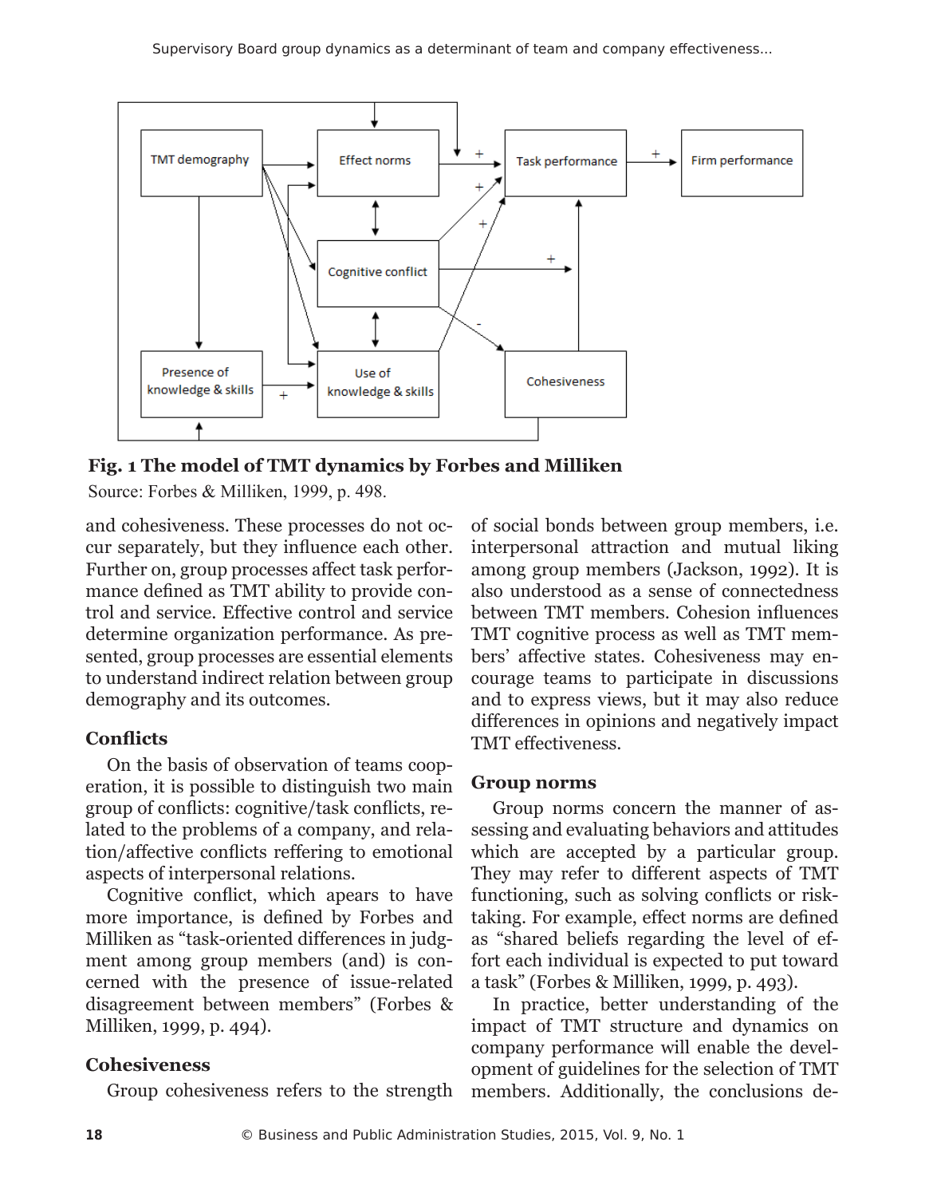**Fig. 1 The model of TMT dynamics by Forbes and Milliken**

Source: Forbes & Milliken, 1999, p. 498.

and cohesiveness. These processes do not occur separately, but they influence each other. Further on, group processes affect task performance defined as TMT ability to provide control and service. Effective control and service determine organization performance. As presented, group processes are essential elements to understand indirect relation between group demography and its outcomes.

### Conflicts

On the basis of observation of teams cooperation, it is possible to distinguish two main group of conflicts: cognitive/task conflicts, related to the problems of a company, and relation/affective conflicts reffering to emotional aspects of interpersonal relations.

Cognitive conflict, which apears to have more importance, is defined by Forbes and Milliken as "task-oriented differences in judgment among group members (and) is concerned with the presence of issue-related disagreement between members" (Forbes & Milliken, 1999, p. 494).

### Cohesiveness

Group cohesiveness refers to the strength of social bonds between group members, i.e. interpersonal attraction and mutual liking among group members (Jackson, 1992). It is also understood as a sense of connectedness between TMT members. Cohesion influences TMT cognitive process as well as TMT members' affective states. Cohesiveness may encourage teams to participate in discussions and to express views, but it may also reduce differences in opinions and negatively impact TMT effectiveness.

### Group norms

Group norms concern the manner of assessing and evaluating behaviors and attitudes which are accepted by a particular group. They may refer to different aspects of TMT functioning, such as solving conflicts or risk-taking. For example, effect norms are defined as "shared beliefs regarding the level of effort each individual is expected to put toward a task" (Forbes & Milliken, 1999, p. 493).

In practice, better understanding of the impact of TMT structure and dynamics on company performance will enable the development of guidelines for the selection of TMT members. Additionally, the conclusions de-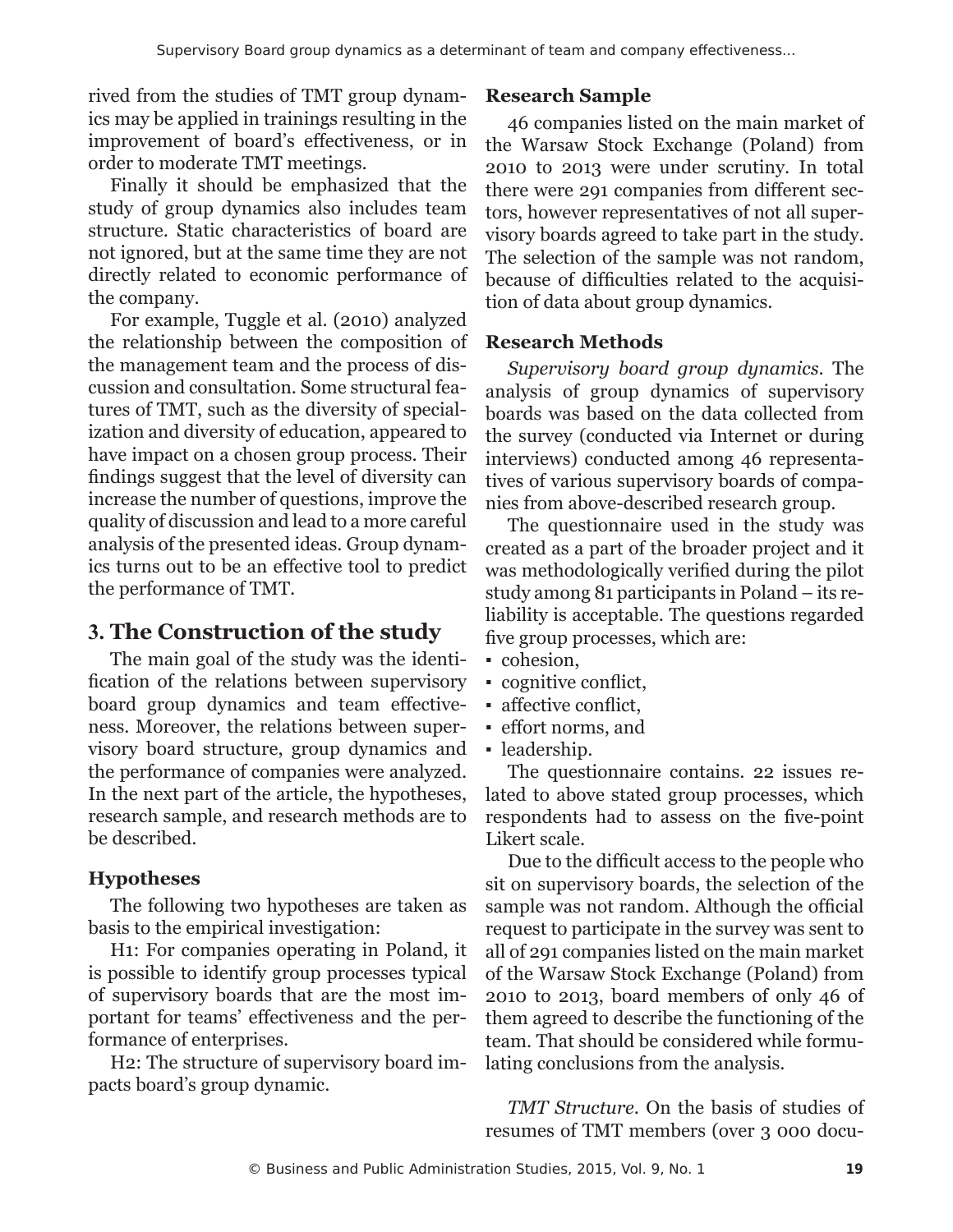rived from the studies of TMT group dynamics may be applied in trainings resulting in the improvement of board's effectiveness, or in order to moderate TMT meetings.

Finally it should be emphasized that the study of group dynamics also includes team structure. Static characteristics of board are not ignored, but at the same time they are not directly related to economic performance of the company.

For example, Tuggle et al. (2010) analyzed the relationship between the composition of the management team and the process of discussion and consultation. Some structural features of TMT, such as the diversity of specialization and diversity of education, appeared to have impact on a chosen group process. Their findings suggest that the level of diversity can increase the number of questions, improve the quality of discussion and lead to a more careful analysis of the presented ideas. Group dynamics turns out to be an effective tool to predict the performance of TMT.

## 3. The Construction of the study

The main goal of the study was the identification of the relations between supervisory board group dynamics and team effectiveness. Moreover, the relations between supervisory board structure, group dynamics and the performance of companies were analyzed. In the next part of the article, the hypotheses, research sample, and research methods are to be described.

### Hypotheses

The following two hypotheses are taken as basis to the empirical investigation:

H1: For companies operating in Poland, it is possible to identify group processes typical of supervisory boards that are the most important for teams' effectiveness and the performance of enterprises.

H2: The structure of supervisory board impacts board's group dynamic.

### Research Sample

46 companies listed on the main market of the Warsaw Stock Exchange (Poland) from 2010 to 2013 were under scrutiny. In total there were 291 companies from different sectors, however representatives of not all supervisory boards agreed to take part in the study. The selection of the sample was not random, because of difficulties related to the acquisition of data about group dynamics.

### Research Methods

*Supervisory board group dynamics*. The analysis of group dynamics of supervisory boards was based on the data collected from the survey (conducted via Internet or during interviews) conducted among 46 representatives of various supervisory boards of companies from above-described research group.

The questionnaire used in the study was created as a part of the broader project and it was methodologically verified during the pilot study among 81 participants in Poland – its reliability is acceptable. The questions regarded five group processes, which are:

- cohesion,
- cognitive conflict,
- affective conflict,
- effort norms, and
- leadership.

The questionnaire contains. 22 issues related to above stated group processes, which respondents had to assess on the five-point Likert scale.

Due to the difficult access to the people who sit on supervisory boards, the selection of the sample was not random. Although the official request to participate in the survey was sent to all of 291 companies listed on the main market of the Warsaw Stock Exchange (Poland) from 2010 to 2013, board members of only 46 of them agreed to describe the functioning of the team. That should be considered while formulating conclusions from the analysis.

*TMT Structure*. On the basis of studies of resumes of TMT members (over 3 000 docu-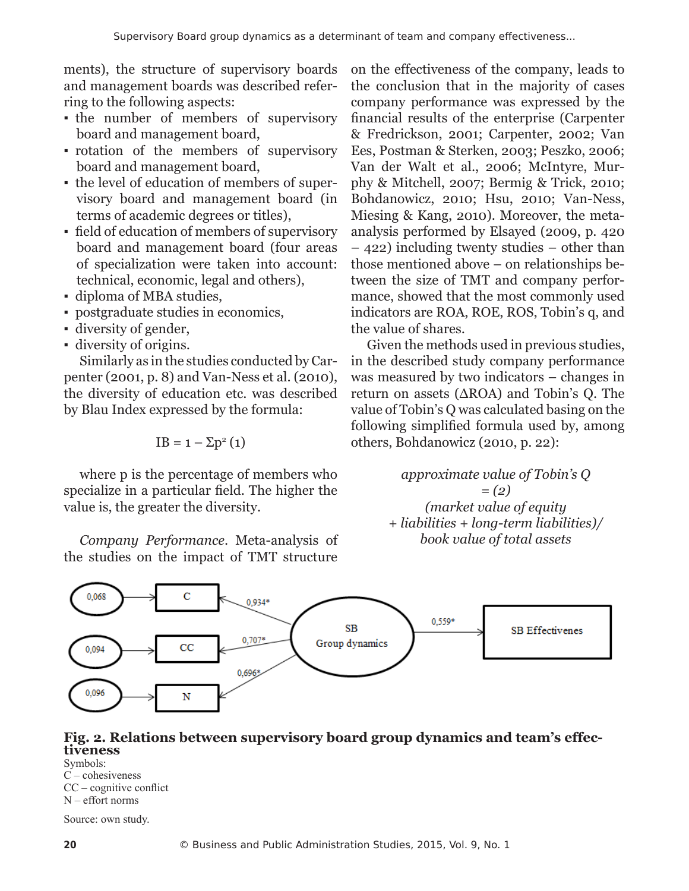ments), the structure of supervisory boards and management boards was described referring to the following aspects:

- the number of members of supervisory board and management board,
- rotation of the members of supervisory board and management board,
- the level of education of members of supervisory board and management board (in terms of academic degrees or titles),
- field of education of members of supervisory board and management board (four areas of specialization were taken into account: technical, economic, legal and others),
- diploma of MBA studies,
- postgraduate studies in economics,
- diversity of gender,
- diversity of origins.

Similarly as in the studies conducted by Carpenter (2001, p. 8) and Van-Ness et al. (2010), the diversity of education etc. was described by Blau Index expressed by the formula:

$$IB = 1 - \Sigma p^2 \quad (1)$$

where p is the percentage of members who specialize in a particular field. The higher the value is, the greater the diversity.

*Company Performance*. Meta-analysis of the studies on the impact of TMT structure on the effectiveness of the company, leads to the conclusion that in the majority of cases company performance was expressed by the financial results of the enterprise (Carpenter & Fredrickson, 2001; Carpenter, 2002; Van Ees, Postman & Sterken, 2003; Peszko, 2006; Van der Walt et al., 2006; McIntyre, Murphy & Mitchell, 2007; Bermig & Trick, 2010; Bohdanowicz, 2010; Hsu, 2010; Van-Ness, Miesing & Kang, 2010). Moreover, the meta-analysis performed by Elsayed (2009, p. 420 – 422) including twenty studies – other than those mentioned above – on relationships between the size of TMT and company performance, showed that the most commonly used indicators are ROA, ROE, ROS, Tobin's q, and the value of shares.

Given the methods used in previous studies, in the described study company performance was measured by two indicators – changes in return on assets (ΔROA) and Tobin's Q. The value of Tobin's Q was calculated basing on the following simplified formula used by, among others, Bohdanowicz (2010, p. 22):

*approximate value of Tobin's Q = (2) (market value of equity + liabilities + long-term liabilities)/ book value of total assets*

**Fig. 2. Relations between supervisory board group dynamics and team's effectiveness**

Symbols:
C – cohesiveness
CC – cognitive conflict
N – effort norms

Source: own study.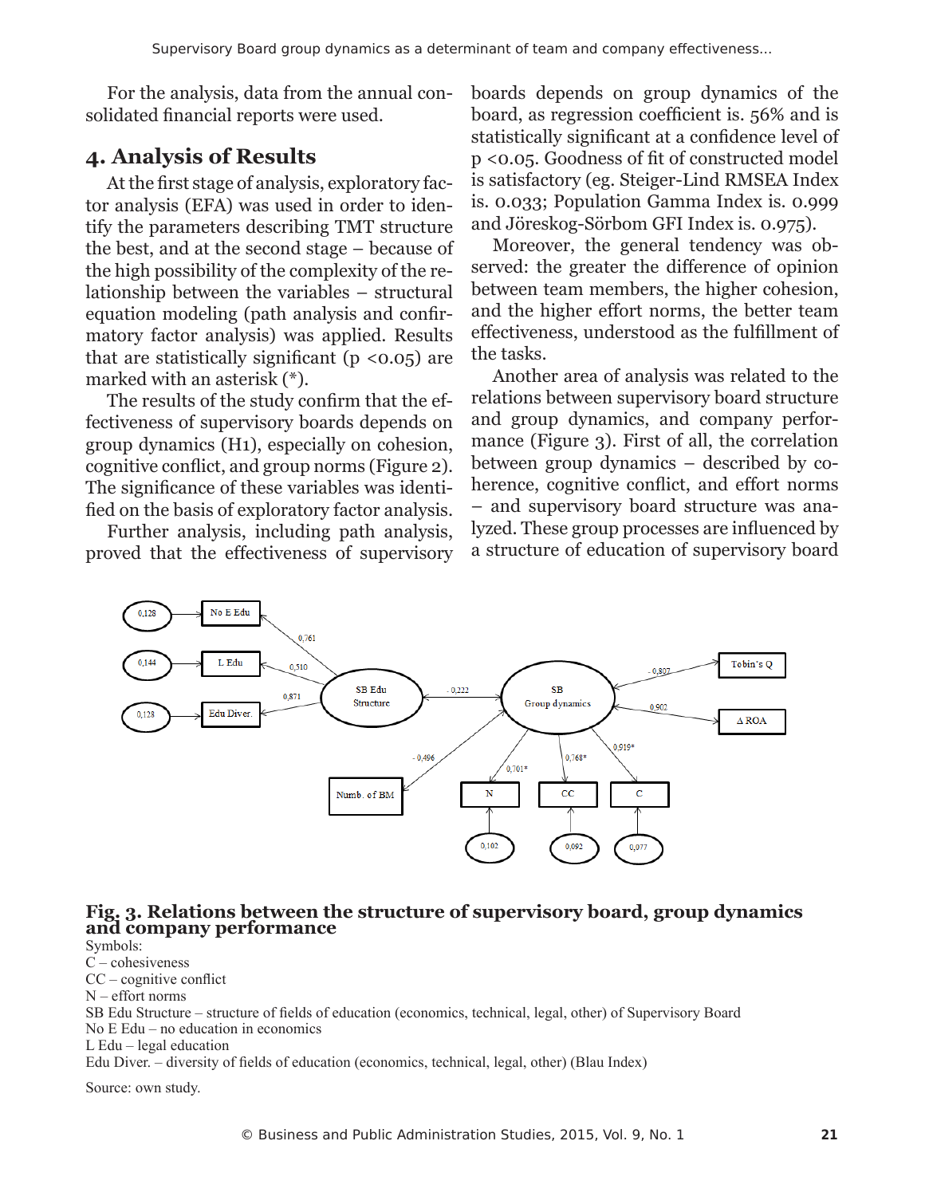For the analysis, data from the annual consolidated financial reports were used.

## 4. Analysis of Results

At the first stage of analysis, exploratory factor analysis (EFA) was used in order to identify the parameters describing TMT structure the best, and at the second stage – because of the high possibility of the complexity of the relationship between the variables – structural equation modeling (path analysis and confirmatory factor analysis) was applied. Results that are statistically significant ($p < 0.05$) are marked with an asterisk (*).

The results of the study confirm that the effectiveness of supervisory boards depends on group dynamics (H1), especially on cohesion, cognitive conflict, and group norms (Figure 2). The significance of these variables was identified on the basis of exploratory factor analysis.

Further analysis, including path analysis, proved that the effectiveness of supervisory boards depends on group dynamics of the board, as regression coefficient is. 56% and is statistically significant at a confidence level of $p < 0.05$. Goodness of fit of constructed model is satisfactory (eg. Steiger-Lind RMSEA Index is. 0.033; Population Gamma Index is. 0.999 and Jöreskog-Sörbom GFI Index is. 0.975).

Moreover, the general tendency was observed: the greater the difference of opinion between team members, the higher cohesion, and the higher effort norms, the better team effectiveness, understood as the fulfillment of the tasks.

Another area of analysis was related to the relations between supervisory board structure and group dynamics, and company performance (Figure 3). First of all, the correlation between group dynamics – described by coherence, cognitive conflict, and effort norms – and supervisory board structure was analyzed. These group processes are influenced by a structure of education of supervisory board

**Fig. 3. Relations between the structure of supervisory board, group dynamics and company performance**

Symbols:
C – cohesiveness
CC – cognitive conflict
N – effort norms
SB Edu Structure – structure of fields of education (economics, technical, legal, other) of Supervisory Board
No E Edu – no education in economics
L Edu – legal education
Edu Diver. – diversity of fields of education (economics, technical, legal, other) (Blau Index)

Source: own study.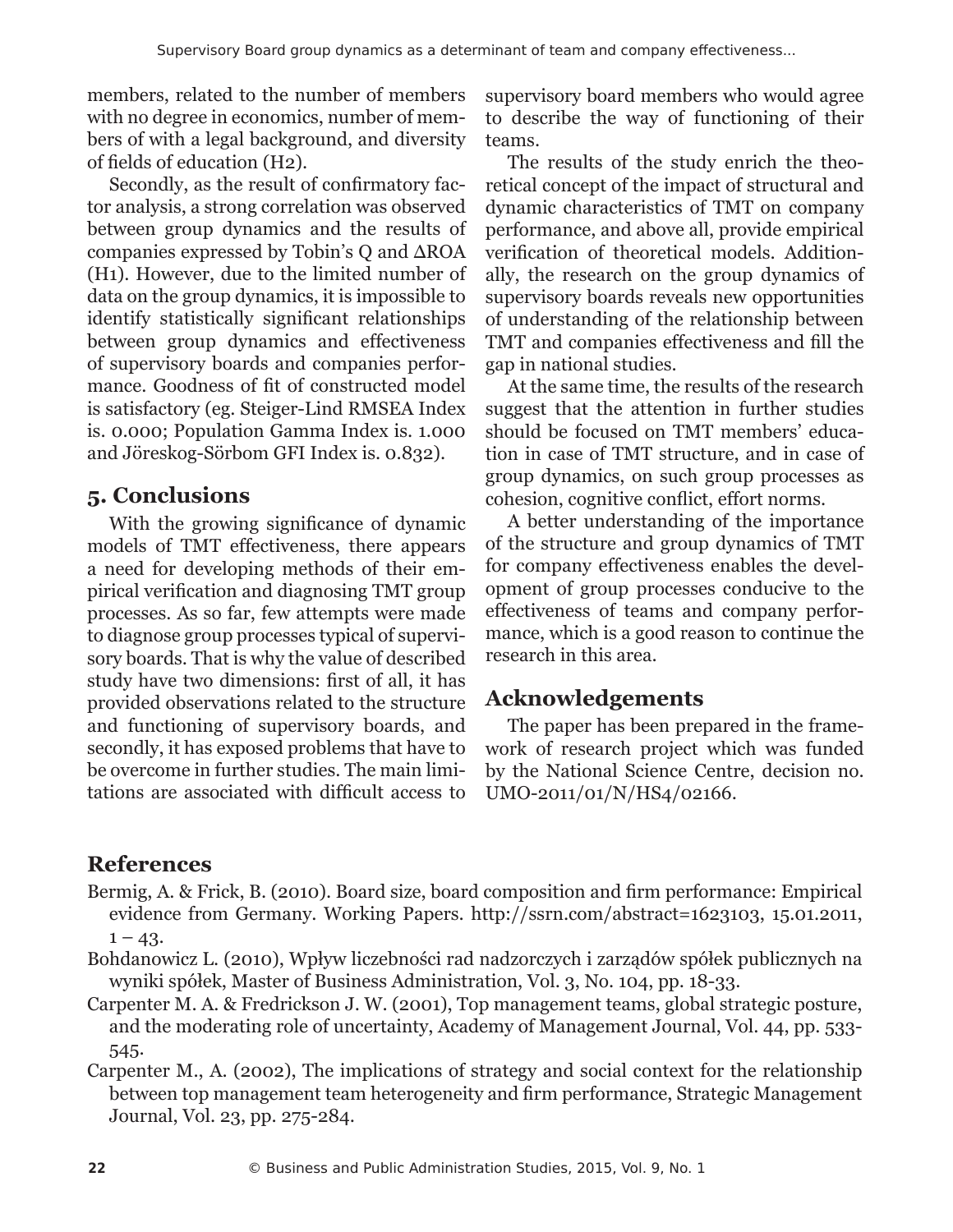members, related to the number of members with no degree in economics, number of members of with a legal background, and diversity of fields of education (H2).

Secondly, as the result of confirmatory factor analysis, a strong correlation was observed between group dynamics and the results of companies expressed by Tobin's Q and ΔROA (H1). However, due to the limited number of data on the group dynamics, it is impossible to identify statistically significant relationships between group dynamics and effectiveness of supervisory boards and companies performance. Goodness of fit of constructed model is satisfactory (eg. Steiger-Lind RMSEA Index is. 0.000; Population Gamma Index is. 1.000 and Jöreskog-Sörbom GFI Index is. 0.832).

## 5. Conclusions

With the growing significance of dynamic models of TMT effectiveness, there appears a need for developing methods of their empirical verification and diagnosing TMT group processes. As so far, few attempts were made to diagnose group processes typical of supervisory boards. That is why the value of described study have two dimensions: first of all, it has provided observations related to the structure and functioning of supervisory boards, and secondly, it has exposed problems that have to be overcome in further studies. The main limitations are associated with difficult access to supervisory board members who would agree to describe the way of functioning of their teams.

The results of the study enrich the theoretical concept of the impact of structural and dynamic characteristics of TMT on company performance, and above all, provide empirical verification of theoretical models. Additionally, the research on the group dynamics of supervisory boards reveals new opportunities of understanding of the relationship between TMT and companies effectiveness and fill the gap in national studies.

At the same time, the results of the research suggest that the attention in further studies should be focused on TMT members' education in case of TMT structure, and in case of group dynamics, on such group processes as cohesion, cognitive conflict, effort norms.

A better understanding of the importance of the structure and group dynamics of TMT for company effectiveness enables the development of group processes conducive to the effectiveness of teams and company performance, which is a good reason to continue the research in this area.

## Acknowledgements

The paper has been prepared in the framework of research project which was funded by the National Science Centre, decision no. UMO-2011/01/N/HS4/02166.

## References

Bermig, A. & Frick, B. (2010). Board size, board composition and firm performance: Empirical evidence from Germany. Working Papers. http://ssrn.com/abstract=1623103, 15.01.2011, 1 – 43.

Bohdanowicz L. (2010), Wpływ liczebności rad nadzorczych i zarządów spółek publicznych na wyniki spółek, Master of Business Administration, Vol. 3, No. 104, pp. 18-33.

Carpenter M. A. & Fredrickson J. W. (2001), Top management teams, global strategic posture, and the moderating role of uncertainty, Academy of Management Journal, Vol. 44, pp. 533-545.

Carpenter M., A. (2002), The implications of strategy and social context for the relationship between top management team heterogeneity and firm performance, Strategic Management Journal, Vol. 23, pp. 275-284.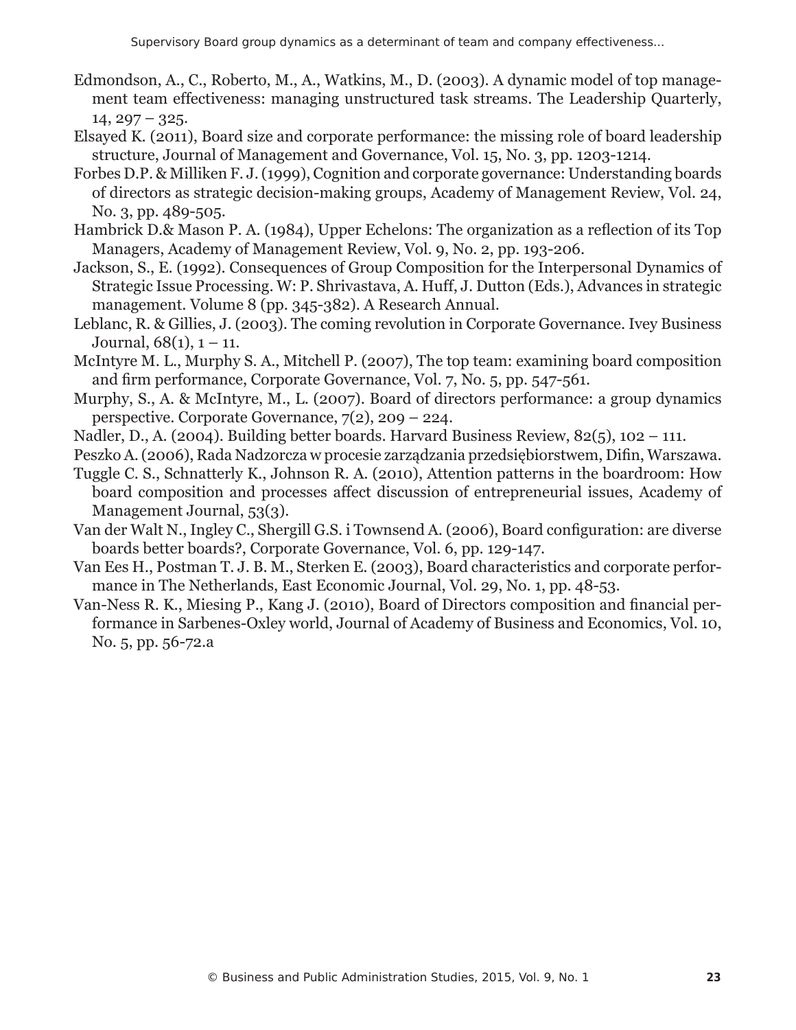Edmondson, A., C., Roberto, M., A., Watkins, M., D. (2003). A dynamic model of top management team effectiveness: managing unstructured task streams. The Leadership Quarterly, 14, 297 – 325.

Elsayed K. (2011), Board size and corporate performance: the missing role of board leadership structure, Journal of Management and Governance, Vol. 15, No. 3, pp. 1203-1214.

Forbes D.P. & Milliken F. J. (1999), Cognition and corporate governance: Understanding boards of directors as strategic decision-making groups, Academy of Management Review, Vol. 24, No. 3, pp. 489-505.

Hambrick D.& Mason P. A. (1984), Upper Echelons: The organization as a reflection of its Top Managers, Academy of Management Review, Vol. 9, No. 2, pp. 193-206.

Jackson, S., E. (1992). Consequences of Group Composition for the Interpersonal Dynamics of Strategic Issue Processing. W: P. Shrivastava, A. Huff, J. Dutton (Eds.), Advances in strategic management. Volume 8 (pp. 345-382). A Research Annual.

Leblanc, R. & Gillies, J. (2003). The coming revolution in Corporate Governance. Ivey Business Journal, 68(1), 1 – 11.

McIntyre M. L., Murphy S. A., Mitchell P. (2007), The top team: examining board composition and firm performance, Corporate Governance, Vol. 7, No. 5, pp. 547-561.

Murphy, S., A. & McIntyre, M., L. (2007). Board of directors performance: a group dynamics perspective. Corporate Governance, 7(2), 209 – 224.

Nadler, D., A. (2004). Building better boards. Harvard Business Review, 82(5), 102 – 111.

Peszko A. (2006), Rada Nadzorcza w procesie zarządzania przedsiębiorstwem, Difin, Warszawa.

Tuggle C. S., Schnatterly K., Johnson R. A. (2010), Attention patterns in the boardroom: How board composition and processes affect discussion of entrepreneurial issues, Academy of Management Journal, 53(3).

Van der Walt N., Ingley C., Shergill G.S. i Townsend A. (2006), Board configuration: are diverse boards better boards?, Corporate Governance, Vol. 6, pp. 129-147.

Van Ees H., Postman T. J. B. M., Sterken E. (2003), Board characteristics and corporate performance in The Netherlands, East Economic Journal, Vol. 29, No. 1, pp. 48-53.

Van-Ness R. K., Miesing P., Kang J. (2010), Board of Directors composition and financial performance in Sarbenes-Oxley world, Journal of Academy of Business and Economics, Vol. 10, No. 5, pp. 56-72.a